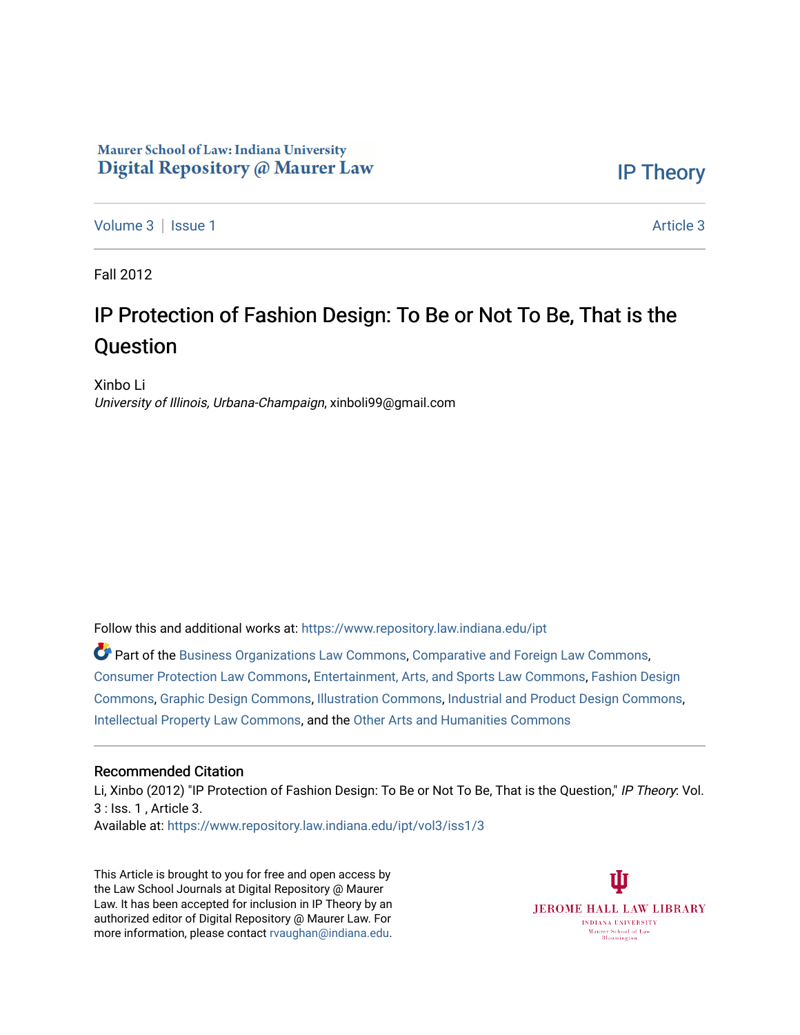Maurer School of Law: Indiana University
Digital Repository @ Maurer Law

IP Theory

Volume 3 | Issue 1 Article 3

Fall 2012

# IP Protection of Fashion Design: To Be or Not To Be, That is the Question

Xinbo Li
*University of Illinois, Urbana-Champaign*, xinboli99@gmail.com

Follow this and additional works at: https://www.repository.law.indiana.edu/ipt

Part of the Business Organizations Law Commons, Comparative and Foreign Law Commons, Consumer Protection Law Commons, Entertainment, Arts, and Sports Law Commons, Fashion Design Commons, Graphic Design Commons, Illustration Commons, Industrial and Product Design Commons, Intellectual Property Law Commons, and the Other Arts and Humanities Commons

## Recommended Citation

Li, Xinbo (2012) "IP Protection of Fashion Design: To Be or Not To Be, That is the Question," *IP Theory*: Vol. 3 : Iss. 1 , Article 3.
Available at: https://www.repository.law.indiana.edu/ipt/vol3/iss1/3

This Article is brought to you for free and open access by the Law School Journals at Digital Repository @ Maurer Law. It has been accepted for inclusion in IP Theory by an authorized editor of Digital Repository @ Maurer Law. For more information, please contact rvaughan@indiana.edu.

JEROME HALL LAW LIBRARY
INDIANA UNIVERSITY
Maurer School of Law
Bloomington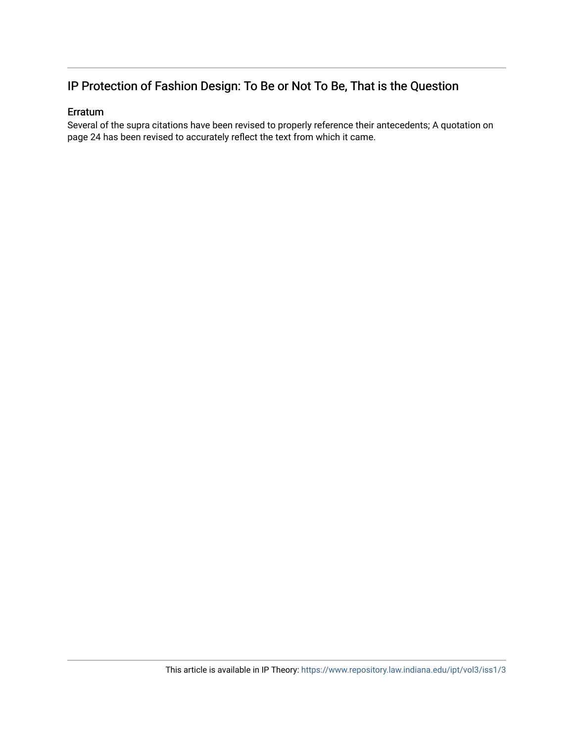## IP Protection of Fashion Design: To Be or Not To Be, That is the Question

### Erratum

Several of the supra citations have been revised to properly reference their antecedents; A quotation on page 24 has been revised to accurately reflect the text from which it came.

This article is available in IP Theory: https://www.repository.law.indiana.edu/ipt/vol3/iss1/3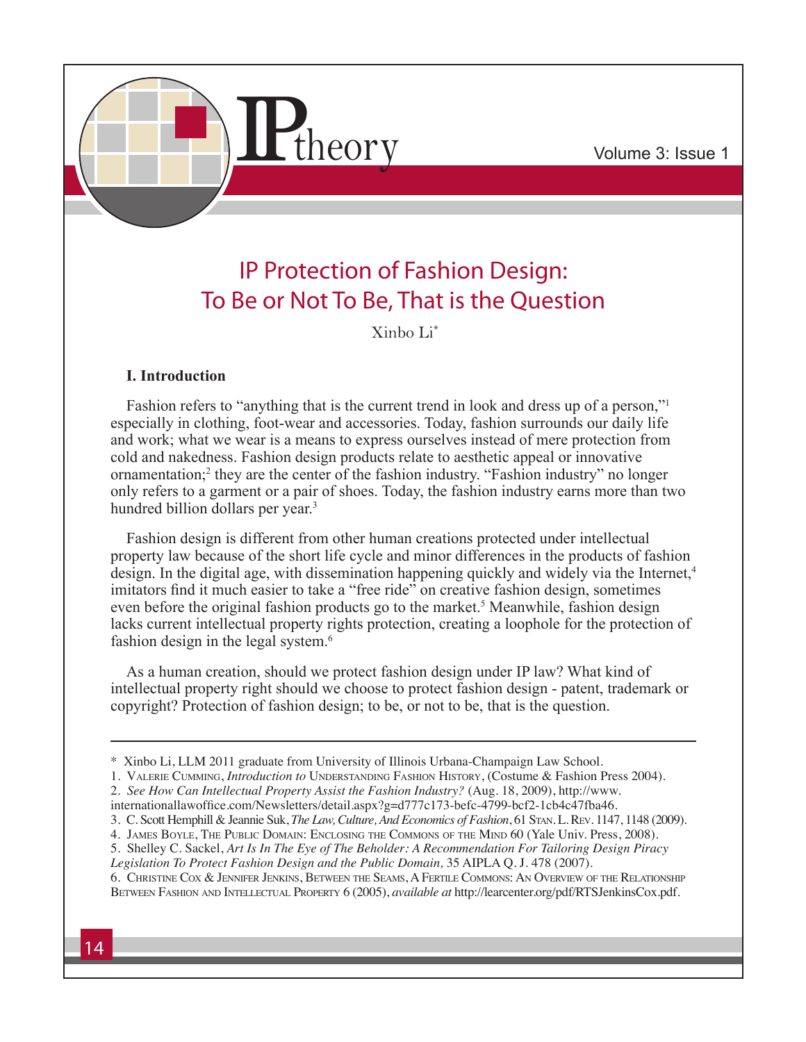# IP Protection of Fashion Design: To Be or Not To Be, That is the Question

Xinbo Li*

## I. Introduction

Fashion refers to "anything that is the current trend in look and dress up of a person,"[1] especially in clothing, foot-wear and accessories. Today, fashion surrounds our daily life and work; what we wear is a means to express ourselves instead of mere protection from cold and nakedness. Fashion design products relate to aesthetic appeal or innovative ornamentation;[2] they are the center of the fashion industry. "Fashion industry" no longer only refers to a garment or a pair of shoes. Today, the fashion industry earns more than two hundred billion dollars per year.[3]

Fashion design is different from other human creations protected under intellectual property law because of the short life cycle and minor differences in the products of fashion design. In the digital age, with dissemination happening quickly and widely via the Internet,[4] imitators find it much easier to take a "free ride" on creative fashion design, sometimes even before the original fashion products go to the market.[5] Meanwhile, fashion design lacks current intellectual property rights protection, creating a loophole for the protection of fashion design in the legal system.[6]

As a human creation, should we protect fashion design under IP law? What kind of intellectual property right should we choose to protect fashion design - patent, trademark or copyright? Protection of fashion design; to be, or not to be, that is the question.

---

\* Xinbo Li, LLM 2011 graduate from University of Illinois Urbana-Champaign Law School.

1. Valerie Cumming, *Introduction to* Understanding Fashion History, (Costume & Fashion Press 2004).

2. *See How Can Intellectual Property Assist the Fashion Industry?* (Aug. 18, 2009), http://www.internationallawoffice.com/Newsletters/detail.aspx?g=d777c173-befc-4799-bcf2-1cb4c47fba46.

3. C. Scott Hemphill & Jeannie Suk, *The Law, Culture, And Economics of Fashion*, 61 Stan. L. Rev. 1147, 1148 (2009).

4. James Boyle, The Public Domain: Enclosing the Commons of the Mind 60 (Yale Univ. Press, 2008).

5. Shelley C. Sackel, *Art Is In The Eye of The Beholder: A Recommendation For Tailoring Design Piracy Legislation To Protect Fashion Design and the Public Domain,* 35 AIPLA Q. J. 478 (2007).

6. Christine Cox & Jennifer Jenkins, Between the Seams, A Fertile Commons: An Overview of the Relationship Between Fashion and Intellectual Property 6 (2005), *available at* http://learcenter.org/pdf/RTSJenkinsCox.pdf.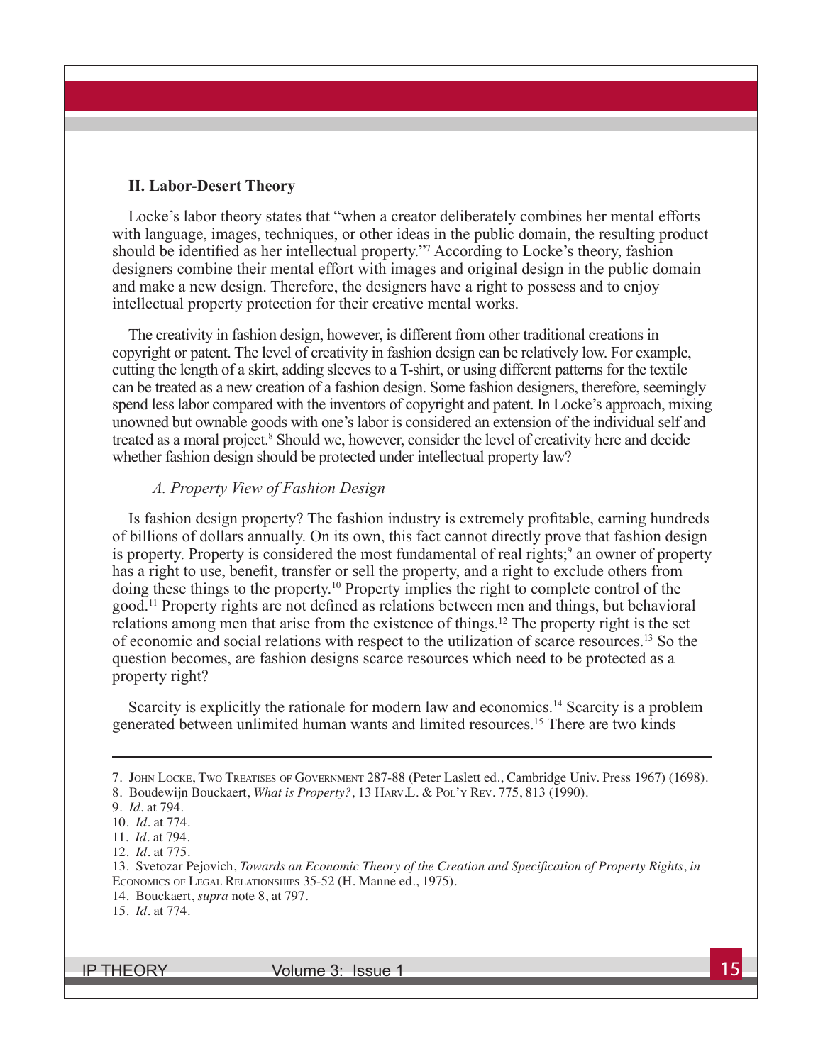## II. Labor-Desert Theory

Locke's labor theory states that "when a creator deliberately combines her mental efforts with language, images, techniques, or other ideas in the public domain, the resulting product should be identified as her intellectual property."[7] According to Locke's theory, fashion designers combine their mental effort with images and original design in the public domain and make a new design. Therefore, the designers have a right to possess and to enjoy intellectual property protection for their creative mental works.

The creativity in fashion design, however, is different from other traditional creations in copyright or patent. The level of creativity in fashion design can be relatively low. For example, cutting the length of a skirt, adding sleeves to a T-shirt, or using different patterns for the textile can be treated as a new creation of a fashion design. Some fashion designers, therefore, seemingly spend less labor compared with the inventors of copyright and patent. In Locke's approach, mixing unowned but ownable goods with one's labor is considered an extension of the individual self and treated as a moral project.[8] Should we, however, consider the level of creativity here and decide whether fashion design should be protected under intellectual property law?

### *A. Property View of Fashion Design*

Is fashion design property? The fashion industry is extremely profitable, earning hundreds of billions of dollars annually. On its own, this fact cannot directly prove that fashion design is property. Property is considered the most fundamental of real rights;[9] an owner of property has a right to use, benefit, transfer or sell the property, and a right to exclude others from doing these things to the property.[10] Property implies the right to complete control of the good.[11] Property rights are not defined as relations between men and things, but behavioral relations among men that arise from the existence of things.[12] The property right is the set of economic and social relations with respect to the utilization of scarce resources.[13] So the question becomes, are fashion designs scarce resources which need to be protected as a property right?

Scarcity is explicitly the rationale for modern law and economics.[14] Scarcity is a problem generated between unlimited human wants and limited resources.[15] There are two kinds

---

7. John Locke, Two Treatises of Government 287-88 (Peter Laslett ed., Cambridge Univ. Press 1967) (1698).
8. Boudewijn Bouckaert, *What is Property?*, 13 Harv.L. & Pol'y Rev. 775, 813 (1990).
9. *Id*. at 794.
10. *Id*. at 774.
11. *Id*. at 794.
12. *Id*. at 775.
13. Svetozar Pejovich, *Towards an Economic Theory of the Creation and Specification of Property Rights*, *in* Economics of Legal Relationships 35-52 (H. Manne ed., 1975).
14. Bouckaert, *supra* note 8, at 797.
15. *Id*. at 774.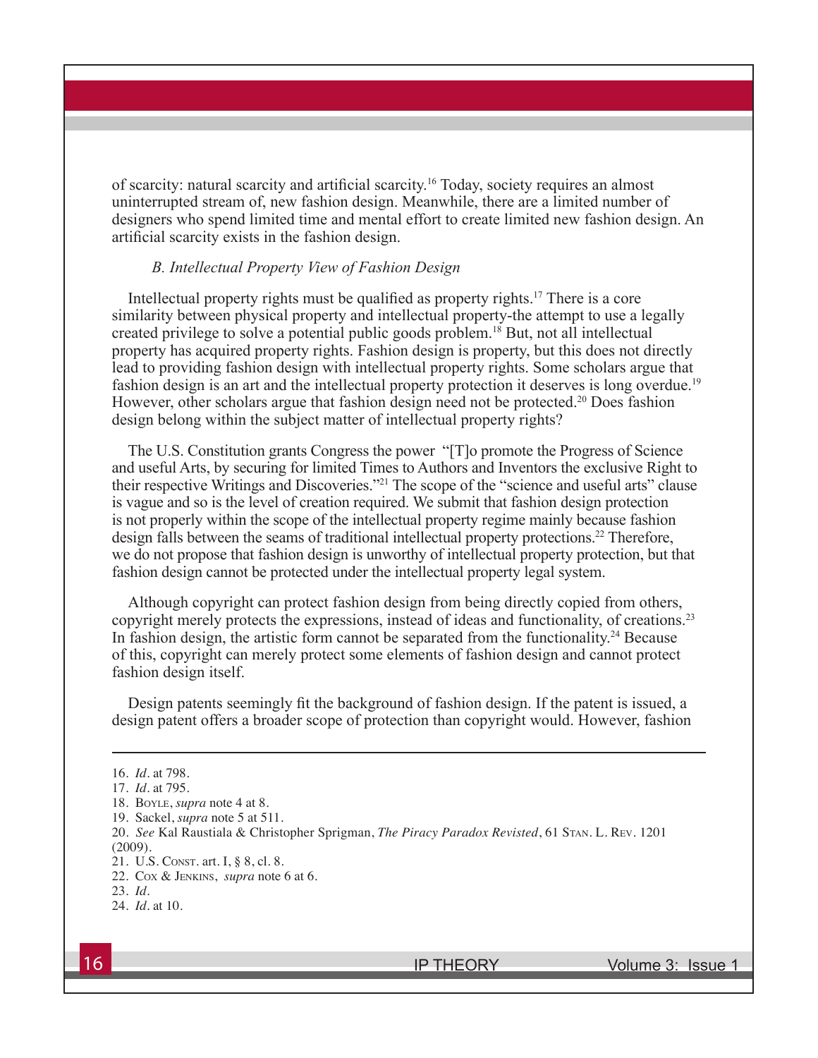of scarcity: natural scarcity and artificial scarcity.[16] Today, society requires an almost uninterrupted stream of, new fashion design. Meanwhile, there are a limited number of designers who spend limited time and mental effort to create limited new fashion design. An artificial scarcity exists in the fashion design.

### *B. Intellectual Property View of Fashion Design*

Intellectual property rights must be qualified as property rights.[17] There is a core similarity between physical property and intellectual property-the attempt to use a legally created privilege to solve a potential public goods problem.[18] But, not all intellectual property has acquired property rights. Fashion design is property, but this does not directly lead to providing fashion design with intellectual property rights. Some scholars argue that fashion design is an art and the intellectual property protection it deserves is long overdue.[19] However, other scholars argue that fashion design need not be protected.[20] Does fashion design belong within the subject matter of intellectual property rights?

The U.S. Constitution grants Congress the power "[T]o promote the Progress of Science and useful Arts, by securing for limited Times to Authors and Inventors the exclusive Right to their respective Writings and Discoveries."[21] The scope of the "science and useful arts" clause is vague and so is the level of creation required. We submit that fashion design protection is not properly within the scope of the intellectual property regime mainly because fashion design falls between the seams of traditional intellectual property protections.[22] Therefore, we do not propose that fashion design is unworthy of intellectual property protection, but that fashion design cannot be protected under the intellectual property legal system.

Although copyright can protect fashion design from being directly copied from others, copyright merely protects the expressions, instead of ideas and functionality, of creations.[23] In fashion design, the artistic form cannot be separated from the functionality.[24] Because of this, copyright can merely protect some elements of fashion design and cannot protect fashion design itself.

Design patents seemingly fit the background of fashion design. If the patent is issued, a design patent offers a broader scope of protection than copyright would. However, fashion

---

16. *Id*. at 798.
17. *Id*. at 795.
18. Boyle, *supra* note 4 at 8.
19. Sackel, *supra* note 5 at 511.
20. *See* Kal Raustiala & Christopher Sprigman, *The Piracy Paradox Revisted*, 61 Stan. L. Rev. 1201 (2009).
21. U.S. Const. art. I, § 8, cl. 8.
22. Cox & Jenkins, *supra* note 6 at 6.
23. *Id*.
24. *Id*. at 10.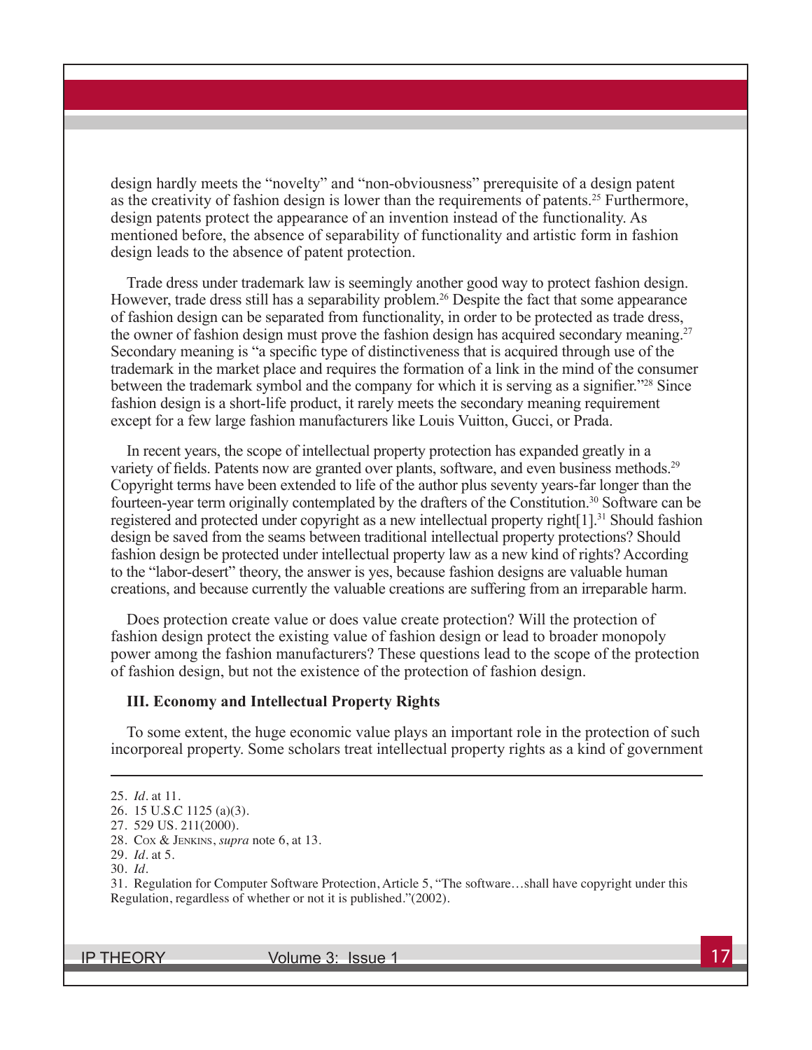design hardly meets the "novelty" and "non-obviousness" prerequisite of a design patent as the creativity of fashion design is lower than the requirements of patents.[25] Furthermore, design patents protect the appearance of an invention instead of the functionality. As mentioned before, the absence of separability of functionality and artistic form in fashion design leads to the absence of patent protection.

Trade dress under trademark law is seemingly another good way to protect fashion design. However, trade dress still has a separability problem.[26] Despite the fact that some appearance of fashion design can be separated from functionality, in order to be protected as trade dress, the owner of fashion design must prove the fashion design has acquired secondary meaning.[27] Secondary meaning is "a specific type of distinctiveness that is acquired through use of the trademark in the market place and requires the formation of a link in the mind of the consumer between the trademark symbol and the company for which it is serving as a signifier."[28] Since fashion design is a short-life product, it rarely meets the secondary meaning requirement except for a few large fashion manufacturers like Louis Vuitton, Gucci, or Prada.

In recent years, the scope of intellectual property protection has expanded greatly in a variety of fields. Patents now are granted over plants, software, and even business methods.[29] Copyright terms have been extended to life of the author plus seventy years-far longer than the fourteen-year term originally contemplated by the drafters of the Constitution.[30] Software can be registered and protected under copyright as a new intellectual property right[1].[31] Should fashion design be saved from the seams between traditional intellectual property protections? Should fashion design be protected under intellectual property law as a new kind of rights? According to the "labor-desert" theory, the answer is yes, because fashion designs are valuable human creations, and because currently the valuable creations are suffering from an irreparable harm.

Does protection create value or does value create protection? Will the protection of fashion design protect the existing value of fashion design or lead to broader monopoly power among the fashion manufacturers? These questions lead to the scope of the protection of fashion design, but not the existence of the protection of fashion design.

### III. Economy and Intellectual Property Rights

To some extent, the huge economic value plays an important role in the protection of such incorporeal property. Some scholars treat intellectual property rights as a kind of government

---

25. *Id*. at 11.
26. 15 U.S.C 1125 (a)(3).
27. 529 US. 211(2000).
28. Cox & Jenkins, *supra* note 6, at 13.
29. *Id*. at 5.
30. *Id*.
31. Regulation for Computer Software Protection, Article 5, "The software…shall have copyright under this Regulation, regardless of whether or not it is published."(2002).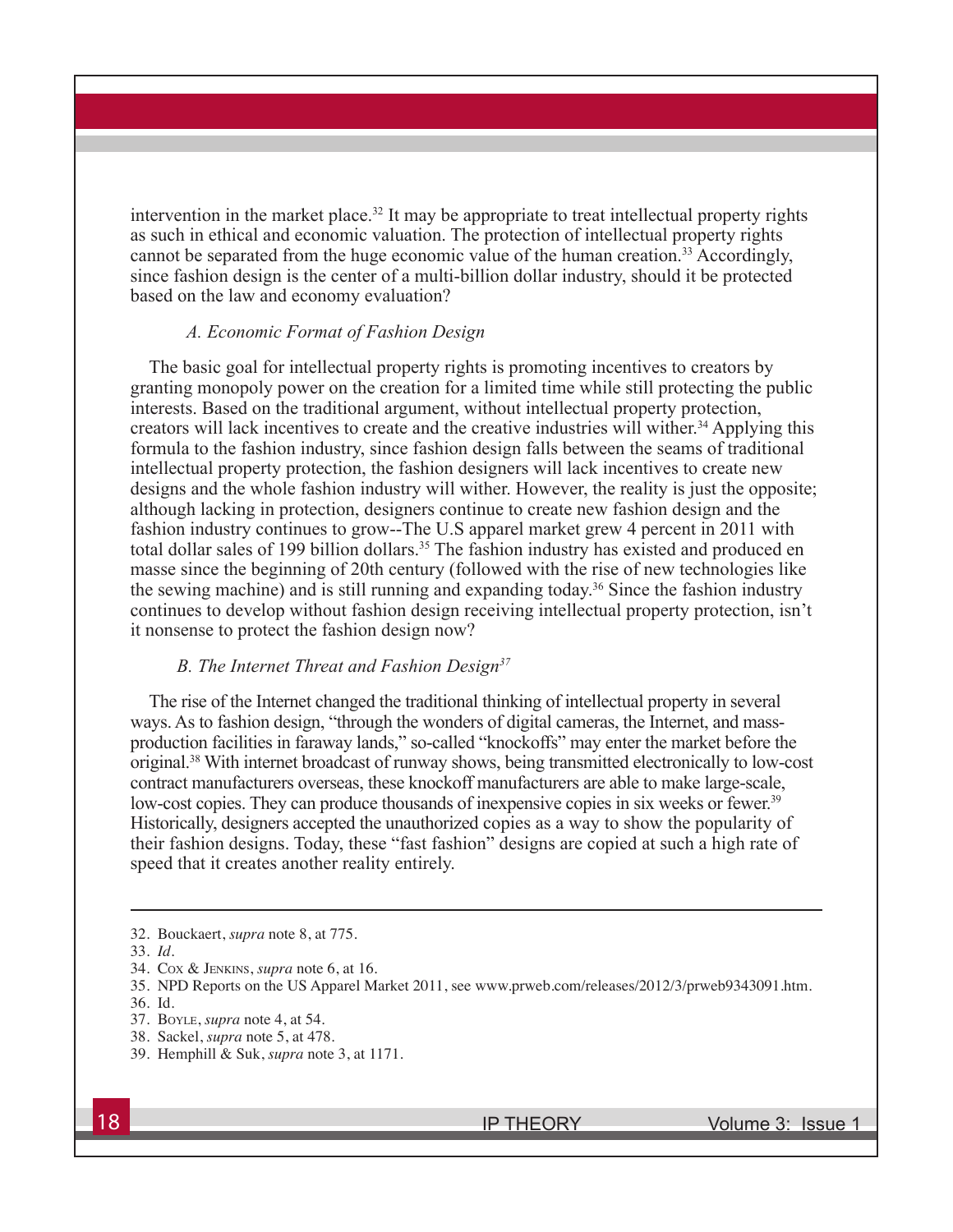intervention in the market place.[32] It may be appropriate to treat intellectual property rights as such in ethical and economic valuation. The protection of intellectual property rights cannot be separated from the huge economic value of the human creation.[33] Accordingly, since fashion design is the center of a multi-billion dollar industry, should it be protected based on the law and economy evaluation?

### *A. Economic Format of Fashion Design*

The basic goal for intellectual property rights is promoting incentives to creators by granting monopoly power on the creation for a limited time while still protecting the public interests. Based on the traditional argument, without intellectual property protection, creators will lack incentives to create and the creative industries will wither.[34] Applying this formula to the fashion industry, since fashion design falls between the seams of traditional intellectual property protection, the fashion designers will lack incentives to create new designs and the whole fashion industry will wither. However, the reality is just the opposite; although lacking in protection, designers continue to create new fashion design and the fashion industry continues to grow--The U.S apparel market grew 4 percent in 2011 with total dollar sales of 199 billion dollars.[35] The fashion industry has existed and produced en masse since the beginning of 20th century (followed with the rise of new technologies like the sewing machine) and is still running and expanding today.[36] Since the fashion industry continues to develop without fashion design receiving intellectual property protection, isn't it nonsense to protect the fashion design now?

### *B. The Internet Threat and Fashion Design*[37]

The rise of the Internet changed the traditional thinking of intellectual property in several ways. As to fashion design, "through the wonders of digital cameras, the Internet, and mass-production facilities in faraway lands," so-called "knockoffs" may enter the market before the original.[38] With internet broadcast of runway shows, being transmitted electronically to low-cost contract manufacturers overseas, these knockoff manufacturers are able to make large-scale, low-cost copies. They can produce thousands of inexpensive copies in six weeks or fewer.[39] Historically, designers accepted the unauthorized copies as a way to show the popularity of their fashion designs. Today, these "fast fashion" designs are copied at such a high rate of speed that it creates another reality entirely.

---

32. Bouckaert, *supra* note 8, at 775.
33. *Id*.
34. Cox & Jenkins, *supra* note 6, at 16.
35. NPD Reports on the US Apparel Market 2011, see www.prweb.com/releases/2012/3/prweb9343091.htm.
36. Id.
37. Boyle, *supra* note 4, at 54.
38. Sackel, *supra* note 5, at 478.
39. Hemphill & Suk, *supra* note 3, at 1171.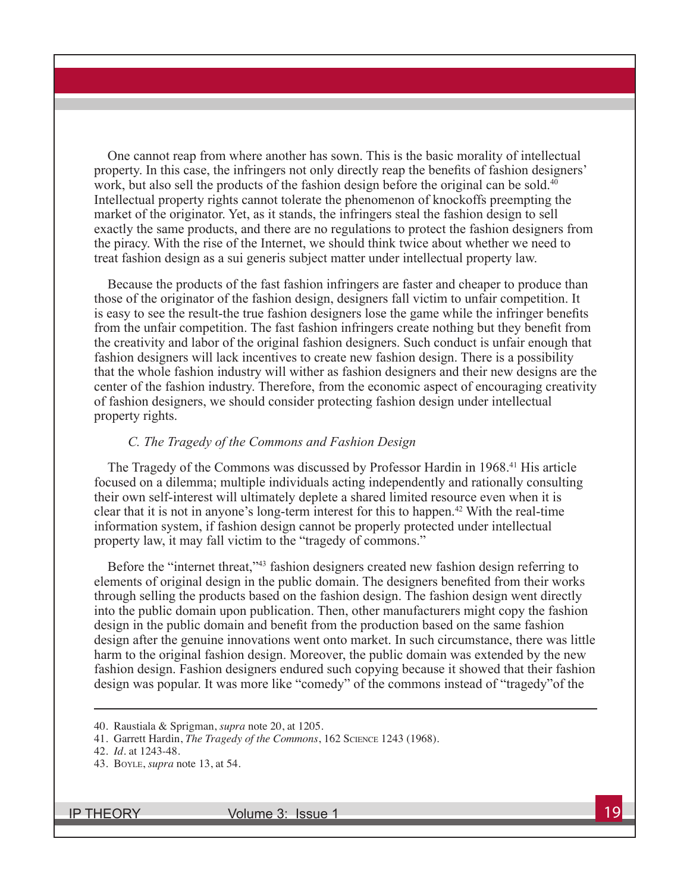One cannot reap from where another has sown. This is the basic morality of intellectual property. In this case, the infringers not only directly reap the benefits of fashion designers' work, but also sell the products of the fashion design before the original can be sold.[40] Intellectual property rights cannot tolerate the phenomenon of knockoffs preempting the market of the originator. Yet, as it stands, the infringers steal the fashion design to sell exactly the same products, and there are no regulations to protect the fashion designers from the piracy. With the rise of the Internet, we should think twice about whether we need to treat fashion design as a sui generis subject matter under intellectual property law.

Because the products of the fast fashion infringers are faster and cheaper to produce than those of the originator of the fashion design, designers fall victim to unfair competition. It is easy to see the result-the true fashion designers lose the game while the infringer benefits from the unfair competition. The fast fashion infringers create nothing but they benefit from the creativity and labor of the original fashion designers. Such conduct is unfair enough that fashion designers will lack incentives to create new fashion design. There is a possibility that the whole fashion industry will wither as fashion designers and their new designs are the center of the fashion industry. Therefore, from the economic aspect of encouraging creativity of fashion designers, we should consider protecting fashion design under intellectual property rights.

### *C. The Tragedy of the Commons and Fashion Design*

The Tragedy of the Commons was discussed by Professor Hardin in 1968.[41] His article focused on a dilemma; multiple individuals acting independently and rationally consulting their own self-interest will ultimately deplete a shared limited resource even when it is clear that it is not in anyone's long-term interest for this to happen.[42] With the real-time information system, if fashion design cannot be properly protected under intellectual property law, it may fall victim to the "tragedy of commons."

Before the "internet threat,"[43] fashion designers created new fashion design referring to elements of original design in the public domain. The designers benefited from their works through selling the products based on the fashion design. The fashion design went directly into the public domain upon publication. Then, other manufacturers might copy the fashion design in the public domain and benefit from the production based on the same fashion design after the genuine innovations went onto market. In such circumstance, there was little harm to the original fashion design. Moreover, the public domain was extended by the new fashion design. Fashion designers endured such copying because it showed that their fashion design was popular. It was more like "comedy" of the commons instead of "tragedy"of the

---

40. Raustiala & Sprigman, *supra* note 20, at 1205.

41. Garrett Hardin, *The Tragedy of the Commons*, 162 Science 1243 (1968).

42. *Id*. at 1243-48.

43. Boyle, *supra* note 13, at 54.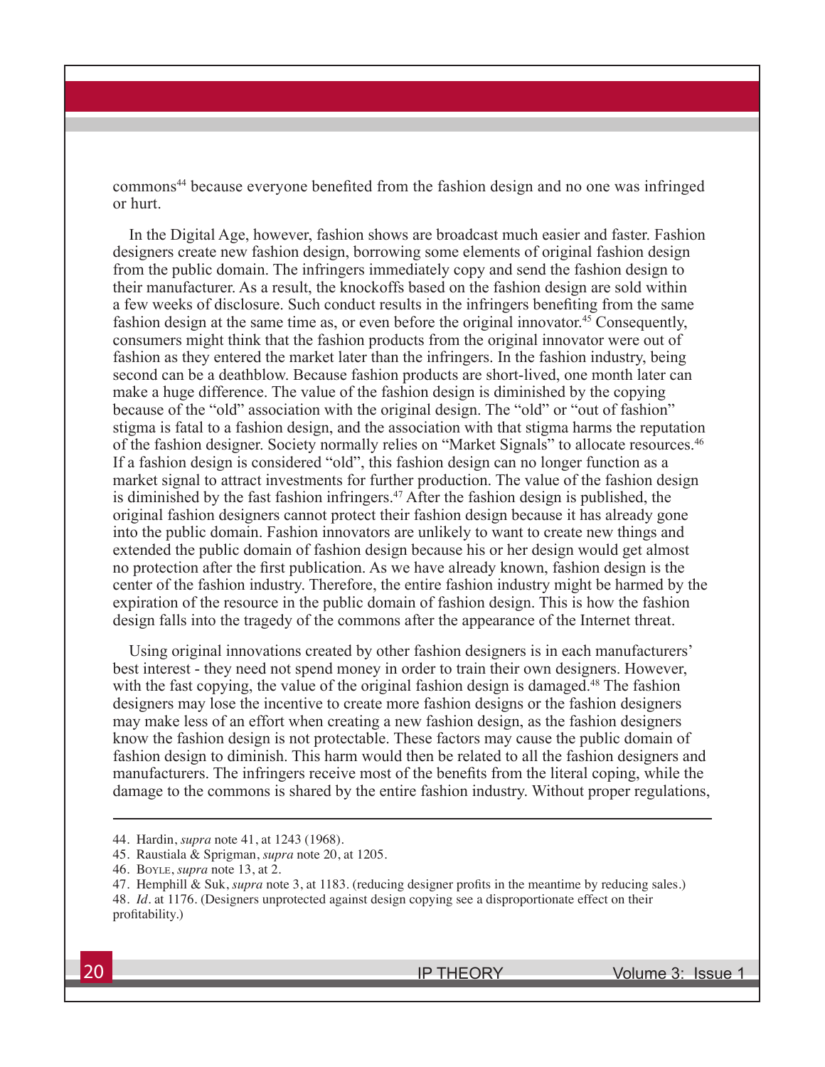commons[44] because everyone benefited from the fashion design and no one was infringed or hurt.

In the Digital Age, however, fashion shows are broadcast much easier and faster. Fashion designers create new fashion design, borrowing some elements of original fashion design from the public domain. The infringers immediately copy and send the fashion design to their manufacturer. As a result, the knockoffs based on the fashion design are sold within a few weeks of disclosure. Such conduct results in the infringers benefiting from the same fashion design at the same time as, or even before the original innovator.[45] Consequently, consumers might think that the fashion products from the original innovator were out of fashion as they entered the market later than the infringers. In the fashion industry, being second can be a deathblow. Because fashion products are short-lived, one month later can make a huge difference. The value of the fashion design is diminished by the copying because of the "old" association with the original design. The "old" or "out of fashion" stigma is fatal to a fashion design, and the association with that stigma harms the reputation of the fashion designer. Society normally relies on "Market Signals" to allocate resources.[46] If a fashion design is considered "old", this fashion design can no longer function as a market signal to attract investments for further production. The value of the fashion design is diminished by the fast fashion infringers.[47] After the fashion design is published, the original fashion designers cannot protect their fashion design because it has already gone into the public domain. Fashion innovators are unlikely to want to create new things and extended the public domain of fashion design because his or her design would get almost no protection after the first publication. As we have already known, fashion design is the center of the fashion industry. Therefore, the entire fashion industry might be harmed by the expiration of the resource in the public domain of fashion design. This is how the fashion design falls into the tragedy of the commons after the appearance of the Internet threat.

Using original innovations created by other fashion designers is in each manufacturers' best interest - they need not spend money in order to train their own designers. However, with the fast copying, the value of the original fashion design is damaged.[48] The fashion designers may lose the incentive to create more fashion designs or the fashion designers may make less of an effort when creating a new fashion design, as the fashion designers know the fashion design is not protectable. These factors may cause the public domain of fashion design to diminish. This harm would then be related to all the fashion designers and manufacturers. The infringers receive most of the benefits from the literal coping, while the damage to the commons is shared by the entire fashion industry. Without proper regulations,

---

44. Hardin, *supra* note 41, at 1243 (1968).

45. Raustiala & Sprigman, *supra* note 20, at 1205.

46. Boyle, *supra* note 13, at 2.

47. Hemphill & Suk, *supra* note 3, at 1183. (reducing designer profits in the meantime by reducing sales.)

48. *Id*. at 1176. (Designers unprotected against design copying see a disproportionate effect on their profitability.)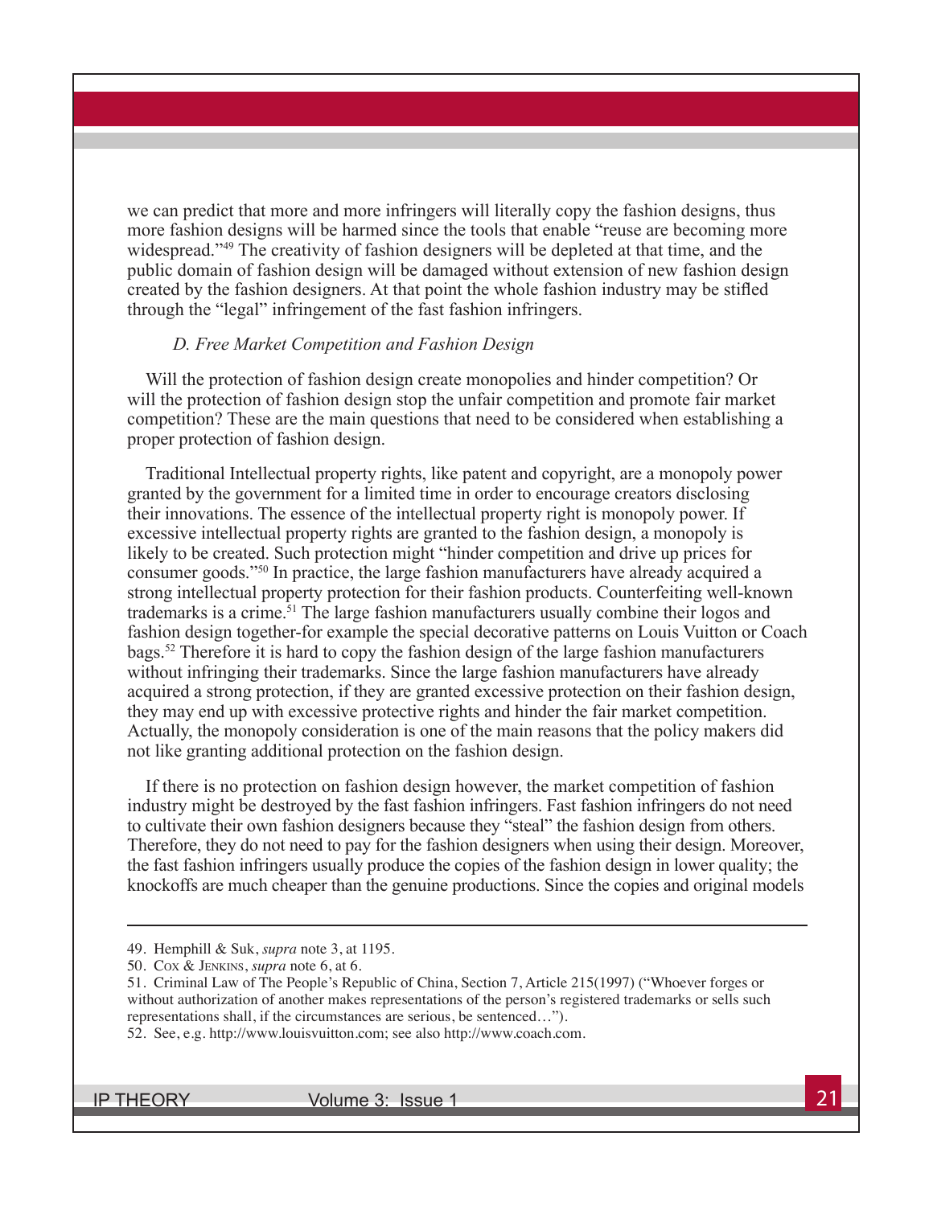we can predict that more and more infringers will literally copy the fashion designs, thus more fashion designs will be harmed since the tools that enable "reuse are becoming more widespread."[49] The creativity of fashion designers will be depleted at that time, and the public domain of fashion design will be damaged without extension of new fashion design created by the fashion designers. At that point the whole fashion industry may be stifled through the "legal" infringement of the fast fashion infringers.

### *D. Free Market Competition and Fashion Design*

Will the protection of fashion design create monopolies and hinder competition? Or will the protection of fashion design stop the unfair competition and promote fair market competition? These are the main questions that need to be considered when establishing a proper protection of fashion design.

Traditional Intellectual property rights, like patent and copyright, are a monopoly power granted by the government for a limited time in order to encourage creators disclosing their innovations. The essence of the intellectual property right is monopoly power. If excessive intellectual property rights are granted to the fashion design, a monopoly is likely to be created. Such protection might "hinder competition and drive up prices for consumer goods."[50] In practice, the large fashion manufacturers have already acquired a strong intellectual property protection for their fashion products. Counterfeiting well-known trademarks is a crime.[51] The large fashion manufacturers usually combine their logos and fashion design together-for example the special decorative patterns on Louis Vuitton or Coach bags.[52] Therefore it is hard to copy the fashion design of the large fashion manufacturers without infringing their trademarks. Since the large fashion manufacturers have already acquired a strong protection, if they are granted excessive protection on their fashion design, they may end up with excessive protective rights and hinder the fair market competition. Actually, the monopoly consideration is one of the main reasons that the policy makers did not like granting additional protection on the fashion design.

If there is no protection on fashion design however, the market competition of fashion industry might be destroyed by the fast fashion infringers. Fast fashion infringers do not need to cultivate their own fashion designers because they "steal" the fashion design from others. Therefore, they do not need to pay for the fashion designers when using their design. Moreover, the fast fashion infringers usually produce the copies of the fashion design in lower quality; the knockoffs are much cheaper than the genuine productions. Since the copies and original models

---

49. Hemphill & Suk, *supra* note 3, at 1195.

50. Cox & Jenkins, *supra* note 6, at 6.

51. Criminal Law of The People's Republic of China, Section 7, Article 215(1997) ("Whoever forges or without authorization of another makes representations of the person's registered trademarks or sells such representations shall, if the circumstances are serious, be sentenced…").

52. See, e.g. http://www.louisvuitton.com; see also http://www.coach.com.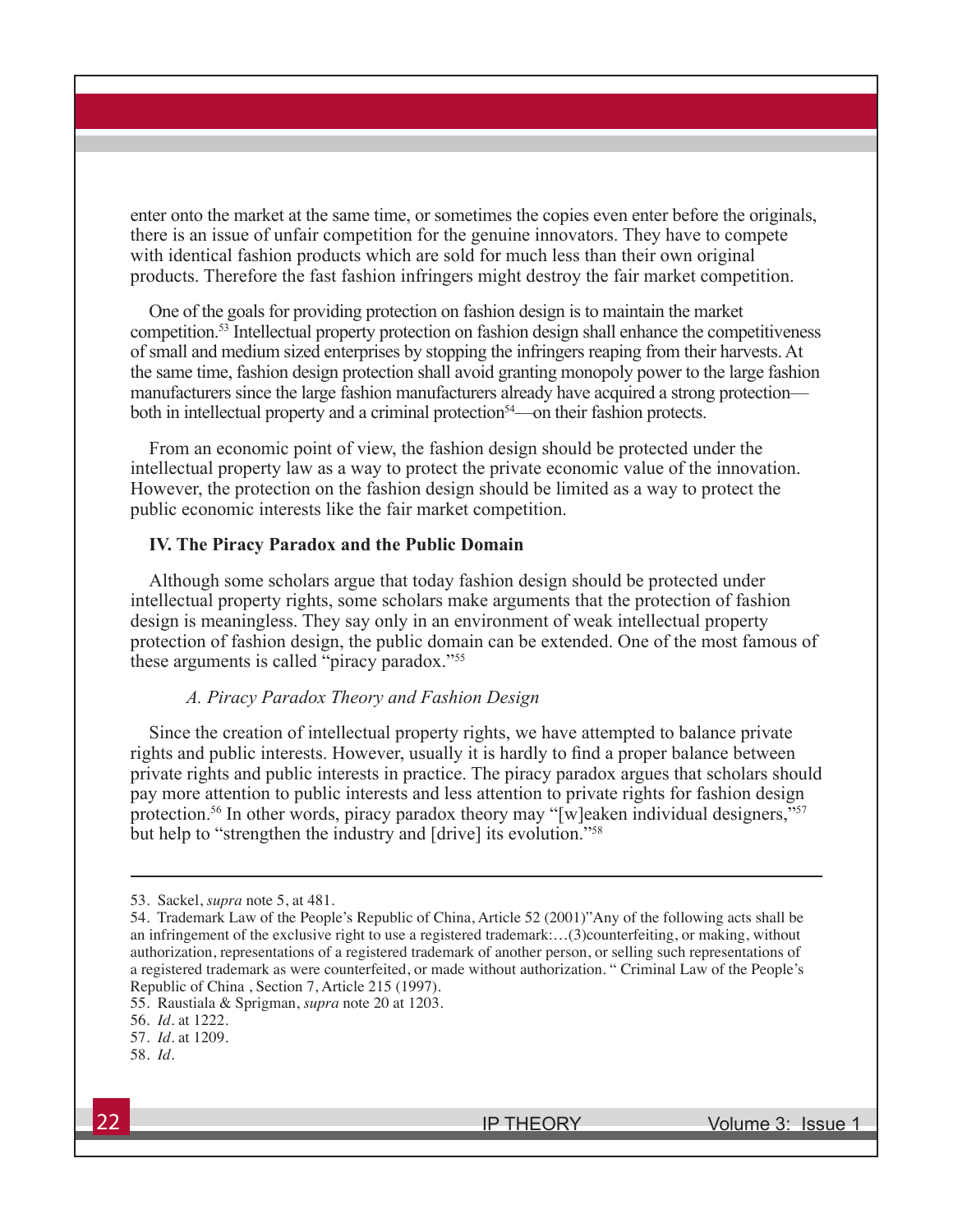enter onto the market at the same time, or sometimes the copies even enter before the originals, there is an issue of unfair competition for the genuine innovators. They have to compete with identical fashion products which are sold for much less than their own original products. Therefore the fast fashion infringers might destroy the fair market competition.

One of the goals for providing protection on fashion design is to maintain the market competition.[53] Intellectual property protection on fashion design shall enhance the competitiveness of small and medium sized enterprises by stopping the infringers reaping from their harvests. At the same time, fashion design protection shall avoid granting monopoly power to the large fashion manufacturers since the large fashion manufacturers already have acquired a strong protection—both in intellectual property and a criminal protection[54]—on their fashion protects.

From an economic point of view, the fashion design should be protected under the intellectual property law as a way to protect the private economic value of the innovation. However, the protection on the fashion design should be limited as a way to protect the public economic interests like the fair market competition.

## IV. The Piracy Paradox and the Public Domain

Although some scholars argue that today fashion design should be protected under intellectual property rights, some scholars make arguments that the protection of fashion design is meaningless. They say only in an environment of weak intellectual property protection of fashion design, the public domain can be extended. One of the most famous of these arguments is called "piracy paradox."[55]

### *A. Piracy Paradox Theory and Fashion Design*

Since the creation of intellectual property rights, we have attempted to balance private rights and public interests. However, usually it is hardly to find a proper balance between private rights and public interests in practice. The piracy paradox argues that scholars should pay more attention to public interests and less attention to private rights for fashion design protection.[56] In other words, piracy paradox theory may "[w]eaken individual designers,"[57] but help to "strengthen the industry and [drive] its evolution."[58]

---

53. Sackel, *supra* note 5, at 481.

54. Trademark Law of the People's Republic of China, Article 52 (2001)"Any of the following acts shall be an infringement of the exclusive right to use a registered trademark:…(3)counterfeiting, or making, without authorization, representations of a registered trademark of another person, or selling such representations of a registered trademark as were counterfeited, or made without authorization. " Criminal Law of the People's Republic of China , Section 7, Article 215 (1997).

55. Raustiala & Sprigman, *supra* note 20 at 1203.

56. *Id*. at 1222.

57. *Id*. at 1209.

58. *Id*.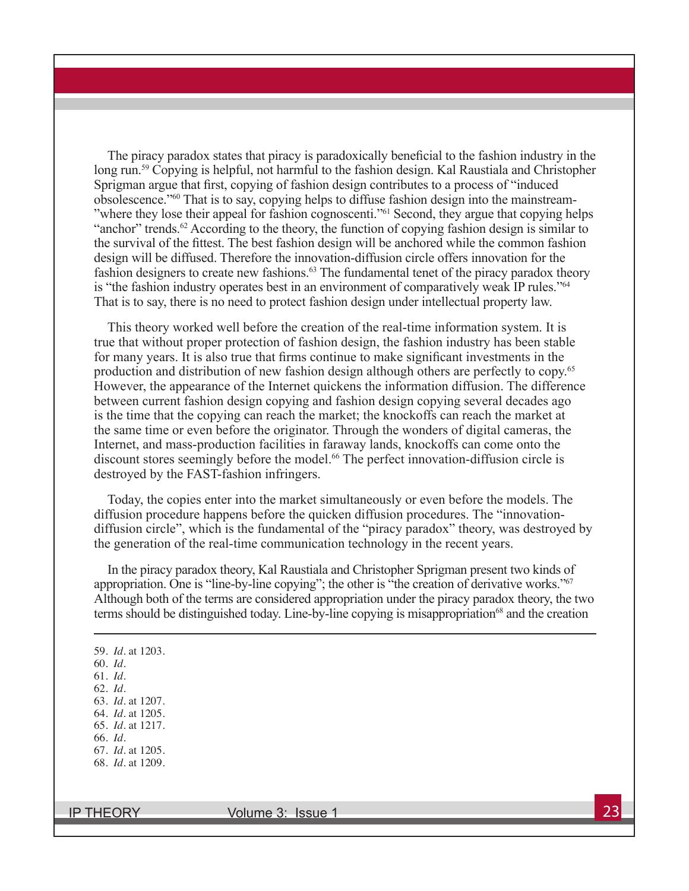The piracy paradox states that piracy is paradoxically beneficial to the fashion industry in the long run.[59] Copying is helpful, not harmful to the fashion design. Kal Raustiala and Christopher Sprigman argue that first, copying of fashion design contributes to a process of "induced obsolescence."[60] That is to say, copying helps to diffuse fashion design into the mainstream-"where they lose their appeal for fashion cognoscenti."[61] Second, they argue that copying helps "anchor" trends.[62] According to the theory, the function of copying fashion design is similar to the survival of the fittest. The best fashion design will be anchored while the common fashion design will be diffused. Therefore the innovation-diffusion circle offers innovation for the fashion designers to create new fashions.[63] The fundamental tenet of the piracy paradox theory is "the fashion industry operates best in an environment of comparatively weak IP rules."[64] That is to say, there is no need to protect fashion design under intellectual property law.

This theory worked well before the creation of the real-time information system. It is true that without proper protection of fashion design, the fashion industry has been stable for many years. It is also true that firms continue to make significant investments in the production and distribution of new fashion design although others are perfectly to copy.[65] However, the appearance of the Internet quickens the information diffusion. The difference between current fashion design copying and fashion design copying several decades ago is the time that the copying can reach the market; the knockoffs can reach the market at the same time or even before the originator. Through the wonders of digital cameras, the Internet, and mass-production facilities in faraway lands, knockoffs can come onto the discount stores seemingly before the model.[66] The perfect innovation-diffusion circle is destroyed by the FAST-fashion infringers.

Today, the copies enter into the market simultaneously or even before the models. The diffusion procedure happens before the quicken diffusion procedures. The "innovation-diffusion circle", which is the fundamental of the "piracy paradox" theory, was destroyed by the generation of the real-time communication technology in the recent years.

In the piracy paradox theory, Kal Raustiala and Christopher Sprigman present two kinds of appropriation. One is "line-by-line copying"; the other is "the creation of derivative works."[67] Although both of the terms are considered appropriation under the piracy paradox theory, the two terms should be distinguished today. Line-by-line copying is misappropriation[68] and the creation

---

59. *Id*. at 1203.
60. *Id*.
61. *Id*.
62. *Id*.
63. *Id*. at 1207.
64. *Id*. at 1205.
65. *Id*. at 1217.
66. *Id*.
67. *Id*. at 1205.
68. *Id*. at 1209.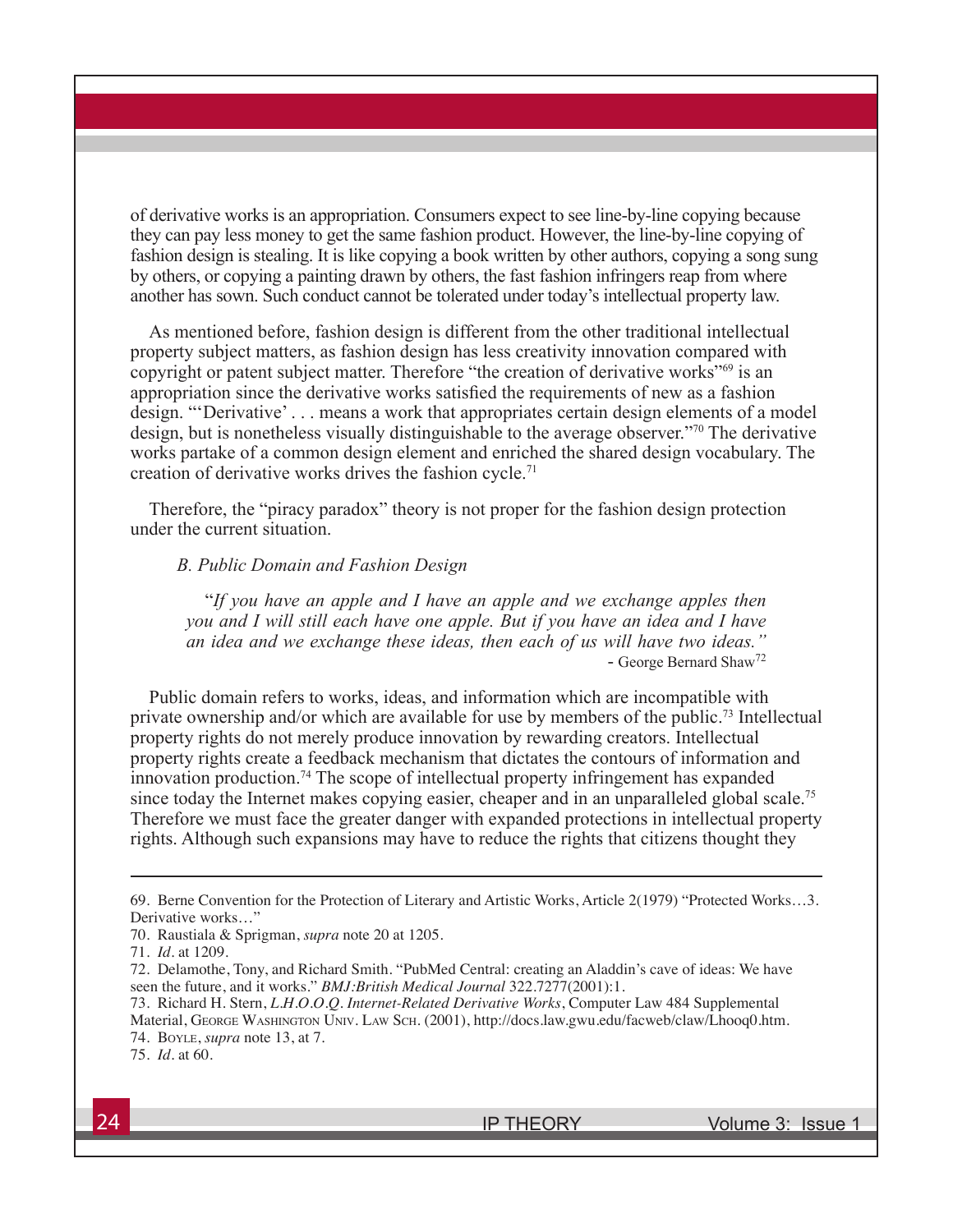of derivative works is an appropriation. Consumers expect to see line-by-line copying because they can pay less money to get the same fashion product. However, the line-by-line copying of fashion design is stealing. It is like copying a book written by other authors, copying a song sung by others, or copying a painting drawn by others, the fast fashion infringers reap from where another has sown. Such conduct cannot be tolerated under today's intellectual property law.

As mentioned before, fashion design is different from the other traditional intellectual property subject matters, as fashion design has less creativity innovation compared with copyright or patent subject matter. Therefore "the creation of derivative works"[69] is an appropriation since the derivative works satisfied the requirements of new as a fashion design. "'Derivative' . . . means a work that appropriates certain design elements of a model design, but is nonetheless visually distinguishable to the average observer."[70] The derivative works partake of a common design element and enriched the shared design vocabulary. The creation of derivative works drives the fashion cycle.[71]

Therefore, the "piracy paradox" theory is not proper for the fashion design protection under the current situation.

*B. Public Domain and Fashion Design*

> "*If you have an apple and I have an apple and we exchange apples then you and I will still each have one apple. But if you have an idea and I have an idea and we exchange these ideas, then each of us will have two ideas.*"
>
> - George Bernard Shaw[72]

Public domain refers to works, ideas, and information which are incompatible with private ownership and/or which are available for use by members of the public.[73] Intellectual property rights do not merely produce innovation by rewarding creators. Intellectual property rights create a feedback mechanism that dictates the contours of information and innovation production.[74] The scope of intellectual property infringement has expanded since today the Internet makes copying easier, cheaper and in an unparalleled global scale.[75] Therefore we must face the greater danger with expanded protections in intellectual property rights. Although such expansions may have to reduce the rights that citizens thought they

---

69. Berne Convention for the Protection of Literary and Artistic Works, Article 2(1979) "Protected Works…3. Derivative works…"

70. Raustiala & Sprigman, *supra* note 20 at 1205.

71. *Id*. at 1209.

72. Delamothe, Tony, and Richard Smith. "PubMed Central: creating an Aladdin's cave of ideas: We have seen the future, and it works." *BMJ:British Medical Journal* 322.7277(2001):1.

73. Richard H. Stern, *L.H.O.O.Q. Internet-Related Derivative Works*, Computer Law 484 Supplemental Material, George Washington Univ. Law Sch. (2001), http://docs.law.gwu.edu/facweb/claw/Lhooq0.htm.

74. Boyle, *supra* note 13, at 7.

75. *Id*. at 60.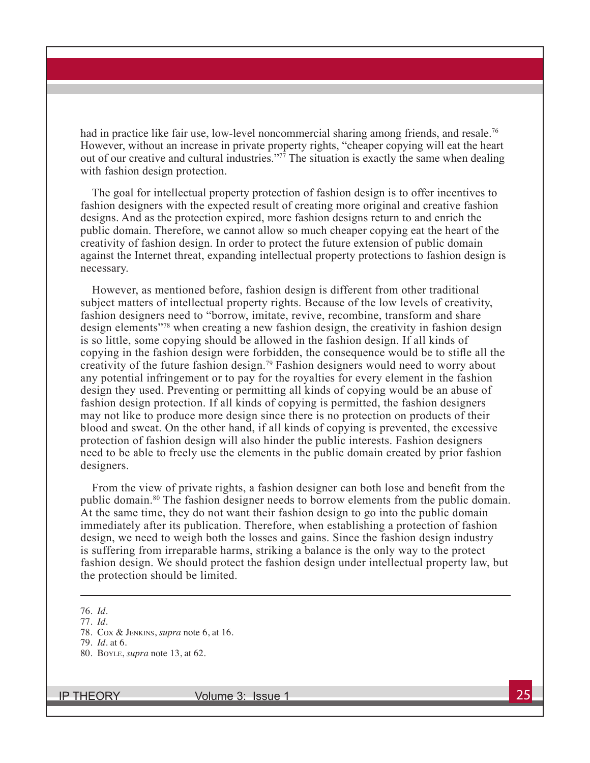had in practice like fair use, low-level noncommercial sharing among friends, and resale.[76] However, without an increase in private property rights, "cheaper copying will eat the heart out of our creative and cultural industries."[77] The situation is exactly the same when dealing with fashion design protection.

The goal for intellectual property protection of fashion design is to offer incentives to fashion designers with the expected result of creating more original and creative fashion designs. And as the protection expired, more fashion designs return to and enrich the public domain. Therefore, we cannot allow so much cheaper copying eat the heart of the creativity of fashion design. In order to protect the future extension of public domain against the Internet threat, expanding intellectual property protections to fashion design is necessary.

However, as mentioned before, fashion design is different from other traditional subject matters of intellectual property rights. Because of the low levels of creativity, fashion designers need to "borrow, imitate, revive, recombine, transform and share design elements"[78] when creating a new fashion design, the creativity in fashion design is so little, some copying should be allowed in the fashion design. If all kinds of copying in the fashion design were forbidden, the consequence would be to stifle all the creativity of the future fashion design.[79] Fashion designers would need to worry about any potential infringement or to pay for the royalties for every element in the fashion design they used. Preventing or permitting all kinds of copying would be an abuse of fashion design protection. If all kinds of copying is permitted, the fashion designers may not like to produce more design since there is no protection on products of their blood and sweat. On the other hand, if all kinds of copying is prevented, the excessive protection of fashion design will also hinder the public interests. Fashion designers need to be able to freely use the elements in the public domain created by prior fashion designers.

From the view of private rights, a fashion designer can both lose and benefit from the public domain.[80] The fashion designer needs to borrow elements from the public domain. At the same time, they do not want their fashion design to go into the public domain immediately after its publication. Therefore, when establishing a protection of fashion design, we need to weigh both the losses and gains. Since the fashion design industry is suffering from irreparable harms, striking a balance is the only way to the protect fashion design. We should protect the fashion design under intellectual property law, but the protection should be limited.

---

76. *Id*.
77. *Id*.
78. Cox & Jenkins, *supra* note 6, at 16.
79. *Id*. at 6.
80. Boyle, *supra* note 13, at 62.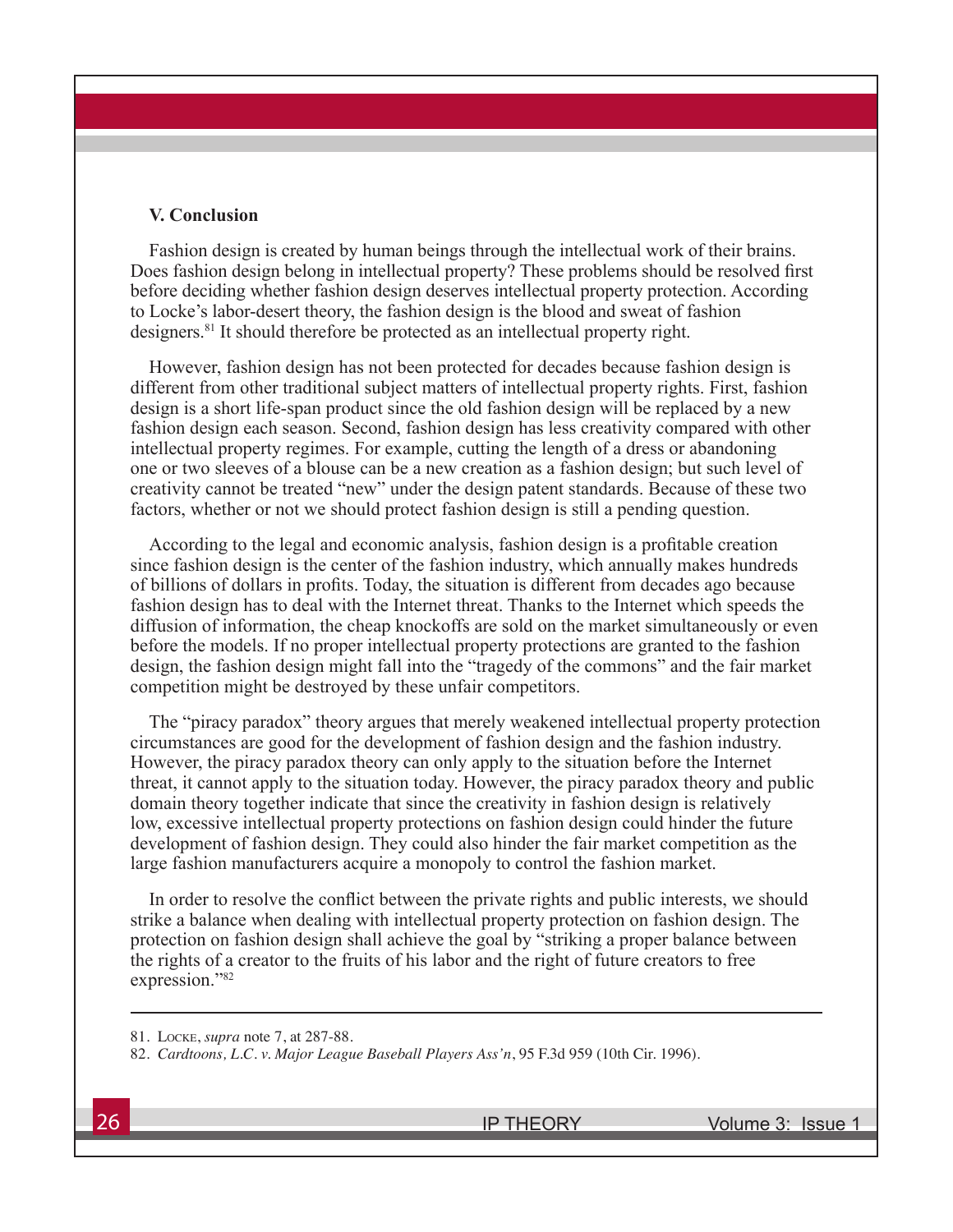### V. Conclusion

Fashion design is created by human beings through the intellectual work of their brains. Does fashion design belong in intellectual property? These problems should be resolved first before deciding whether fashion design deserves intellectual property protection. According to Locke's labor-desert theory, the fashion design is the blood and sweat of fashion designers.[81] It should therefore be protected as an intellectual property right.

However, fashion design has not been protected for decades because fashion design is different from other traditional subject matters of intellectual property rights. First, fashion design is a short life-span product since the old fashion design will be replaced by a new fashion design each season. Second, fashion design has less creativity compared with other intellectual property regimes. For example, cutting the length of a dress or abandoning one or two sleeves of a blouse can be a new creation as a fashion design; but such level of creativity cannot be treated "new" under the design patent standards. Because of these two factors, whether or not we should protect fashion design is still a pending question.

According to the legal and economic analysis, fashion design is a profitable creation since fashion design is the center of the fashion industry, which annually makes hundreds of billions of dollars in profits. Today, the situation is different from decades ago because fashion design has to deal with the Internet threat. Thanks to the Internet which speeds the diffusion of information, the cheap knockoffs are sold on the market simultaneously or even before the models. If no proper intellectual property protections are granted to the fashion design, the fashion design might fall into the "tragedy of the commons" and the fair market competition might be destroyed by these unfair competitors.

The "piracy paradox" theory argues that merely weakened intellectual property protection circumstances are good for the development of fashion design and the fashion industry. However, the piracy paradox theory can only apply to the situation before the Internet threat, it cannot apply to the situation today. However, the piracy paradox theory and public domain theory together indicate that since the creativity in fashion design is relatively low, excessive intellectual property protections on fashion design could hinder the future development of fashion design. They could also hinder the fair market competition as the large fashion manufacturers acquire a monopoly to control the fashion market.

In order to resolve the conflict between the private rights and public interests, we should strike a balance when dealing with intellectual property protection on fashion design. The protection on fashion design shall achieve the goal by "striking a proper balance between the rights of a creator to the fruits of his labor and the right of future creators to free expression."[82]

---

81. Locke, *supra* note 7, at 287-88.

82. *Cardtoons, L.C. v. Major League Baseball Players Ass'n*, 95 F.3d 959 (10th Cir. 1996).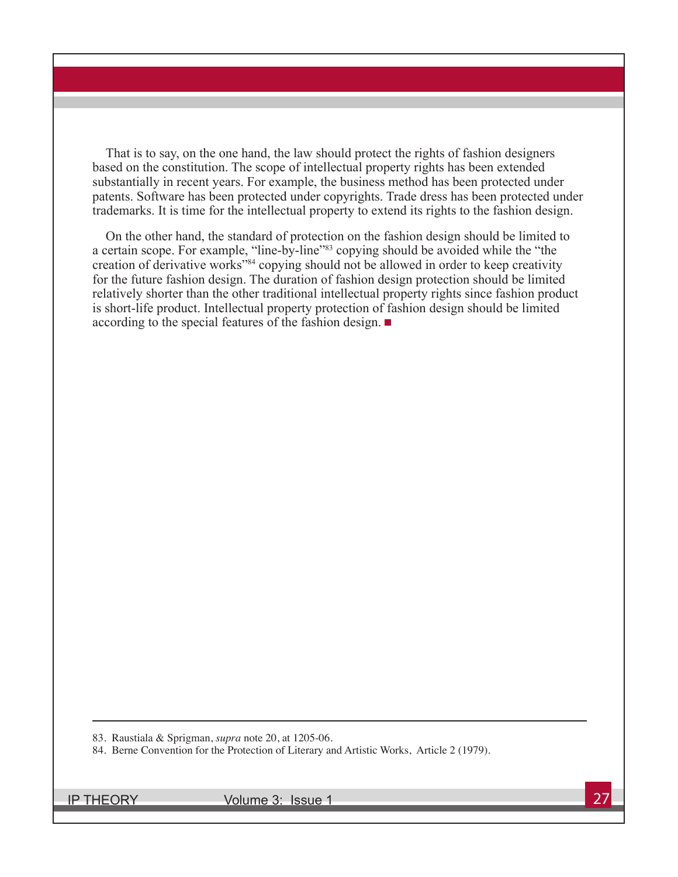That is to say, on the one hand, the law should protect the rights of fashion designers based on the constitution. The scope of intellectual property rights has been extended substantially in recent years. For example, the business method has been protected under patents. Software has been protected under copyrights. Trade dress has been protected under trademarks. It is time for the intellectual property to extend its rights to the fashion design.

On the other hand, the standard of protection on the fashion design should be limited to a certain scope. For example, "line-by-line"[83] copying should be avoided while the "the creation of derivative works"[84] copying should not be allowed in order to keep creativity for the future fashion design. The duration of fashion design protection should be limited relatively shorter than the other traditional intellectual property rights since fashion product is short-life product. Intellectual property protection of fashion design should be limited according to the special features of the fashion design. ■

---

83. Raustiala & Sprigman, *supra* note 20, at 1205-06.

84. Berne Convention for the Protection of Literary and Artistic Works, Article 2 (1979).